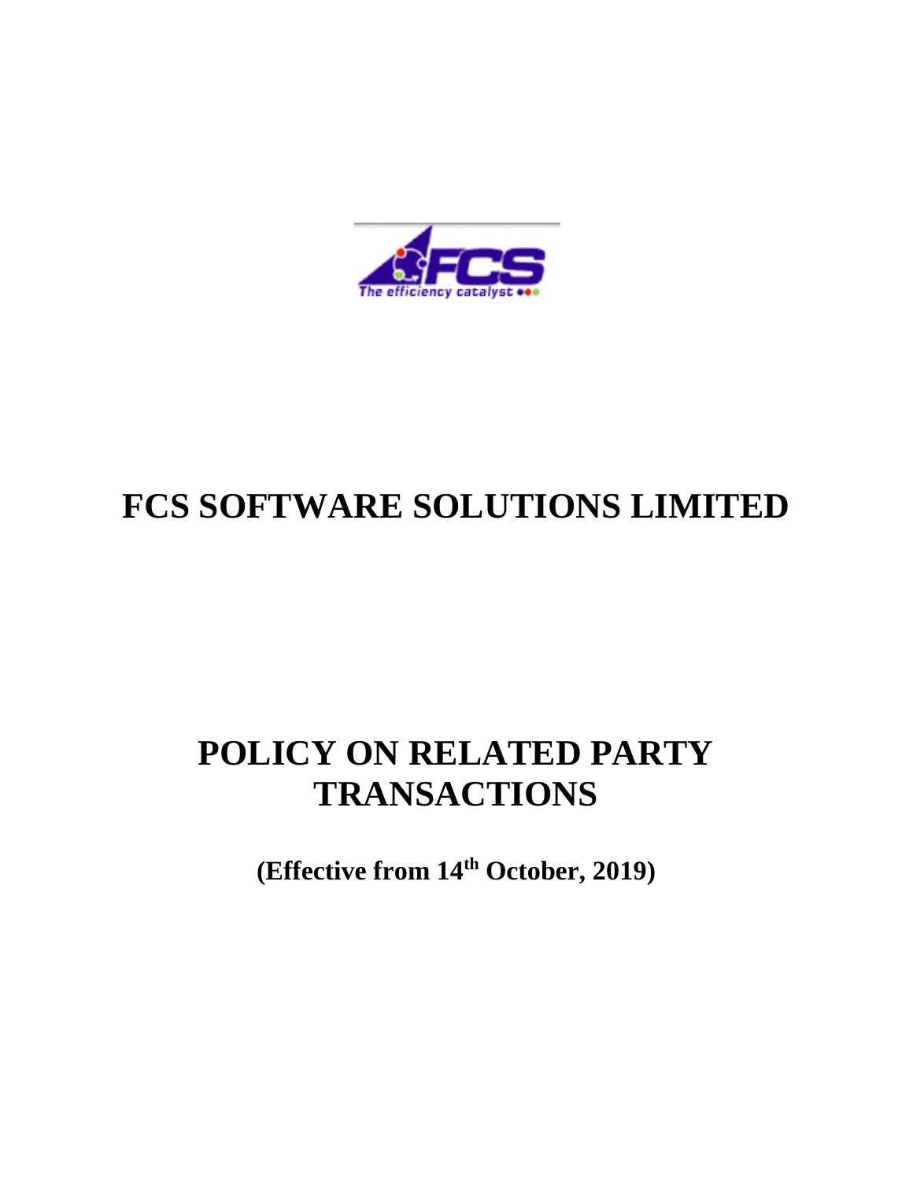# FCS SOFTWARE SOLUTIONS LIMITED

# POLICY ON RELATED PARTY TRANSACTIONS

**(Effective from 14th October, 2019)**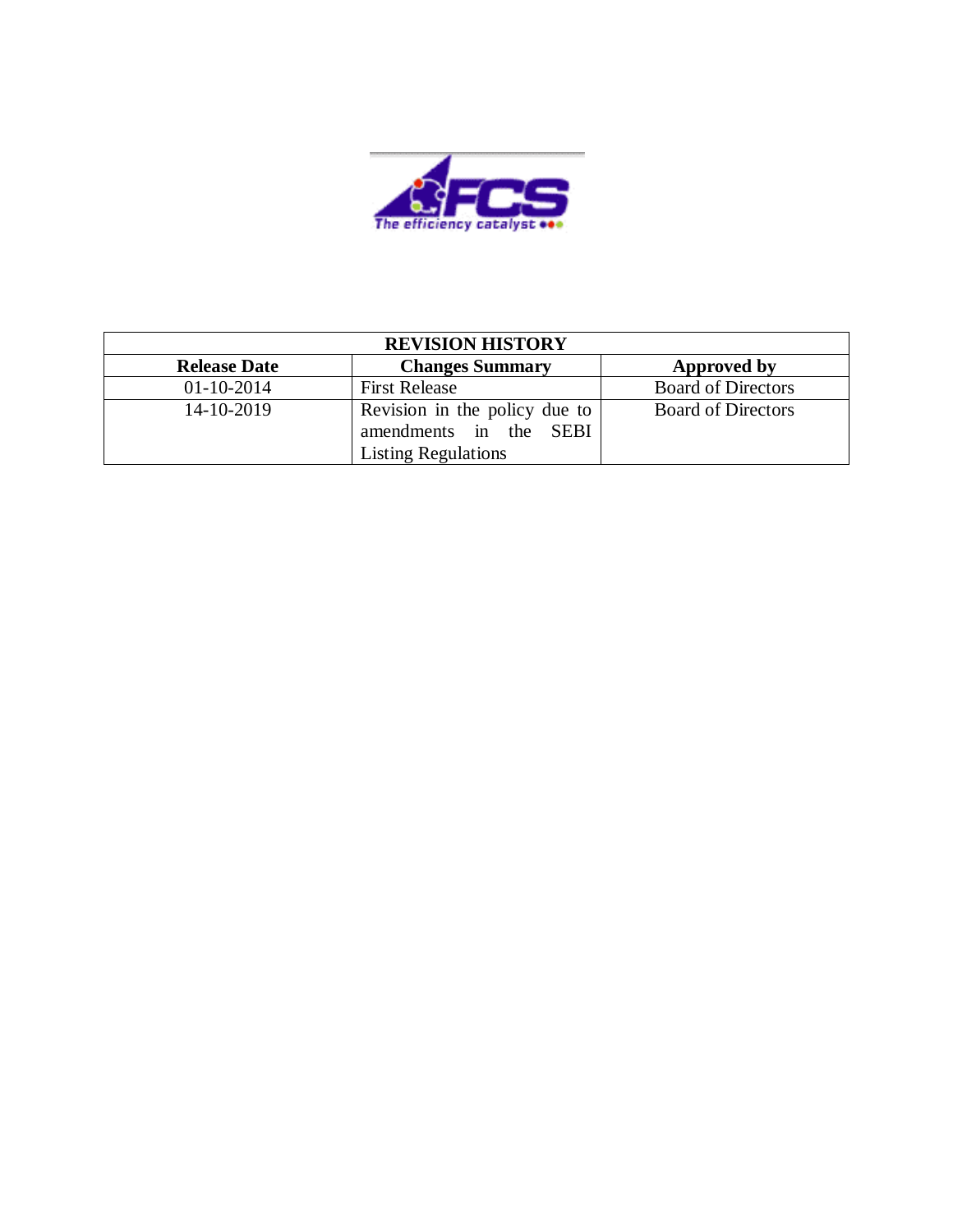| REVISION HISTORY | | |
|---|---|---|
| **Release Date** | **Changes Summary** | **Approved by** |
| 01-10-2014 | First Release | Board of Directors |
| 14-10-2019 | Revision in the policy due to amendments in the SEBI Listing Regulations | Board of Directors |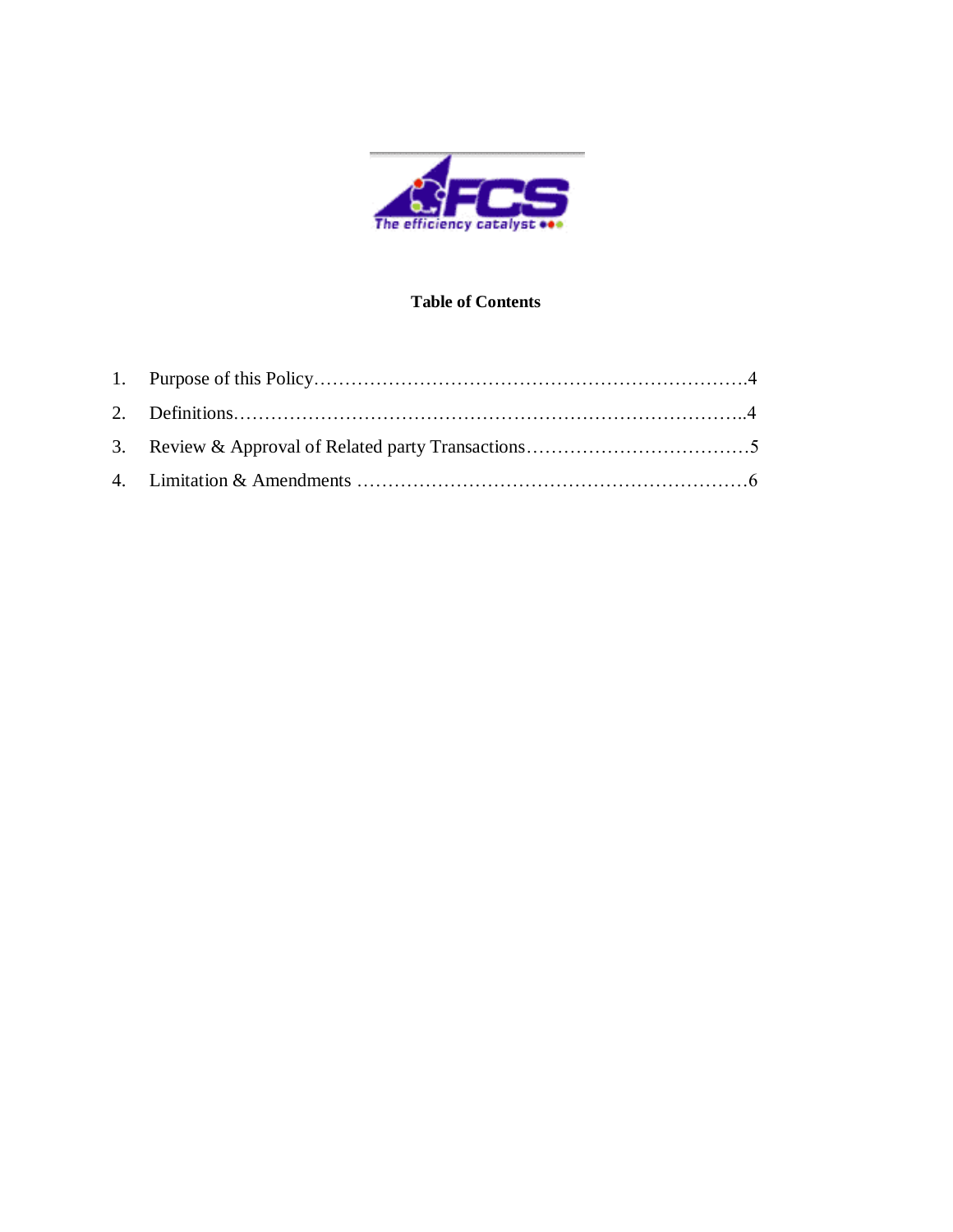**Table of Contents**

1. Purpose of this Policy……………………………………………………………….4
2. Definitions…………………………………………………………………………..4
3. Review & Approval of Related party Transactions………………………………5
4. Limitation & Amendments …………………………………………………………6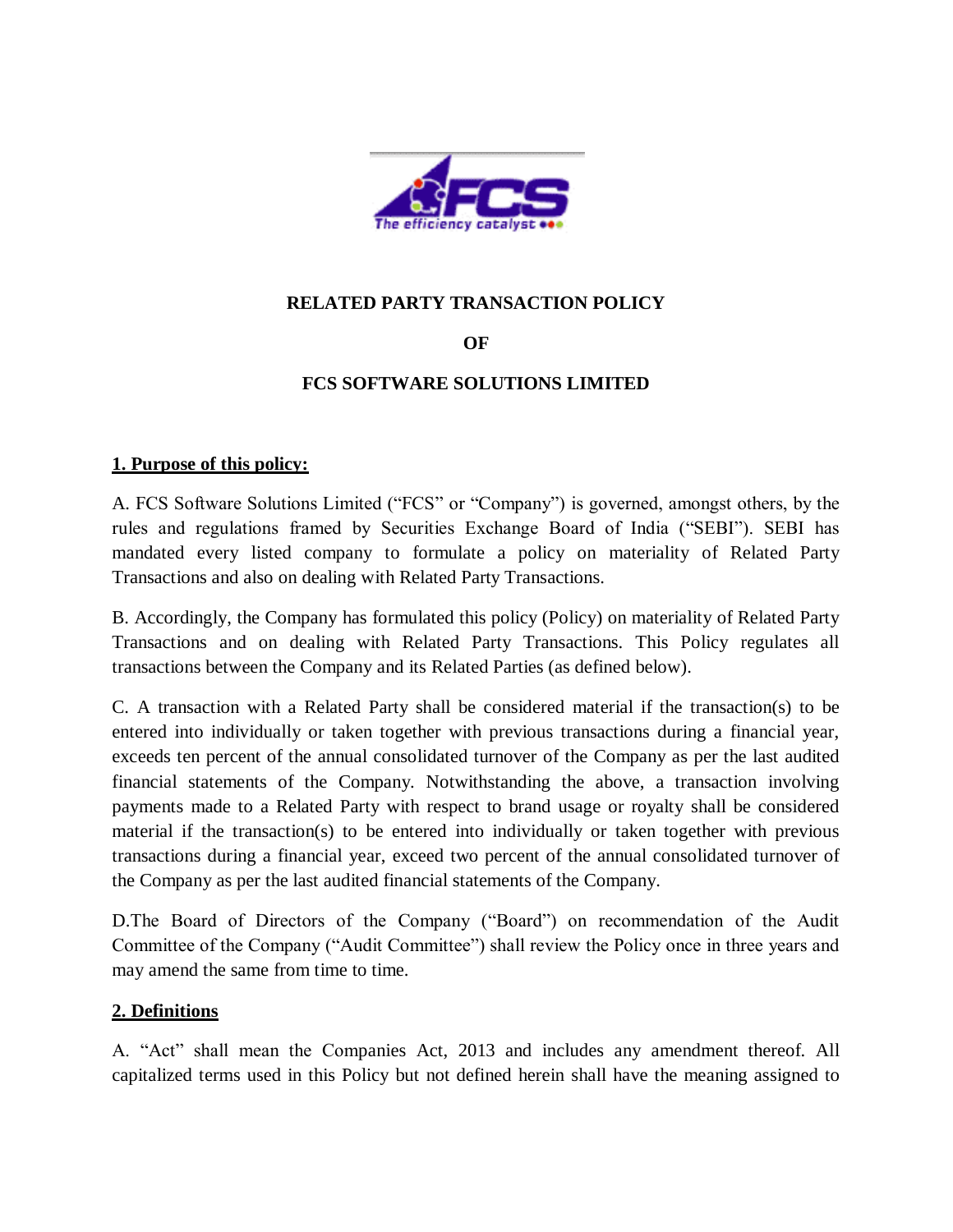**RELATED PARTY TRANSACTION POLICY**

**OF**

**FCS SOFTWARE SOLUTIONS LIMITED**

## 1. Purpose of this policy:

A. FCS Software Solutions Limited ("FCS" or "Company") is governed, amongst others, by the rules and regulations framed by Securities Exchange Board of India ("SEBI"). SEBI has mandated every listed company to formulate a policy on materiality of Related Party Transactions and also on dealing with Related Party Transactions.

B. Accordingly, the Company has formulated this policy (Policy) on materiality of Related Party Transactions and on dealing with Related Party Transactions. This Policy regulates all transactions between the Company and its Related Parties (as defined below).

C. A transaction with a Related Party shall be considered material if the transaction(s) to be entered into individually or taken together with previous transactions during a financial year, exceeds ten percent of the annual consolidated turnover of the Company as per the last audited financial statements of the Company. Notwithstanding the above, a transaction involving payments made to a Related Party with respect to brand usage or royalty shall be considered material if the transaction(s) to be entered into individually or taken together with previous transactions during a financial year, exceed two percent of the annual consolidated turnover of the Company as per the last audited financial statements of the Company.

D.The Board of Directors of the Company ("Board") on recommendation of the Audit Committee of the Company ("Audit Committee") shall review the Policy once in three years and may amend the same from time to time.

## 2. Definitions

A. "Act" shall mean the Companies Act, 2013 and includes any amendment thereof. All capitalized terms used in this Policy but not defined herein shall have the meaning assigned to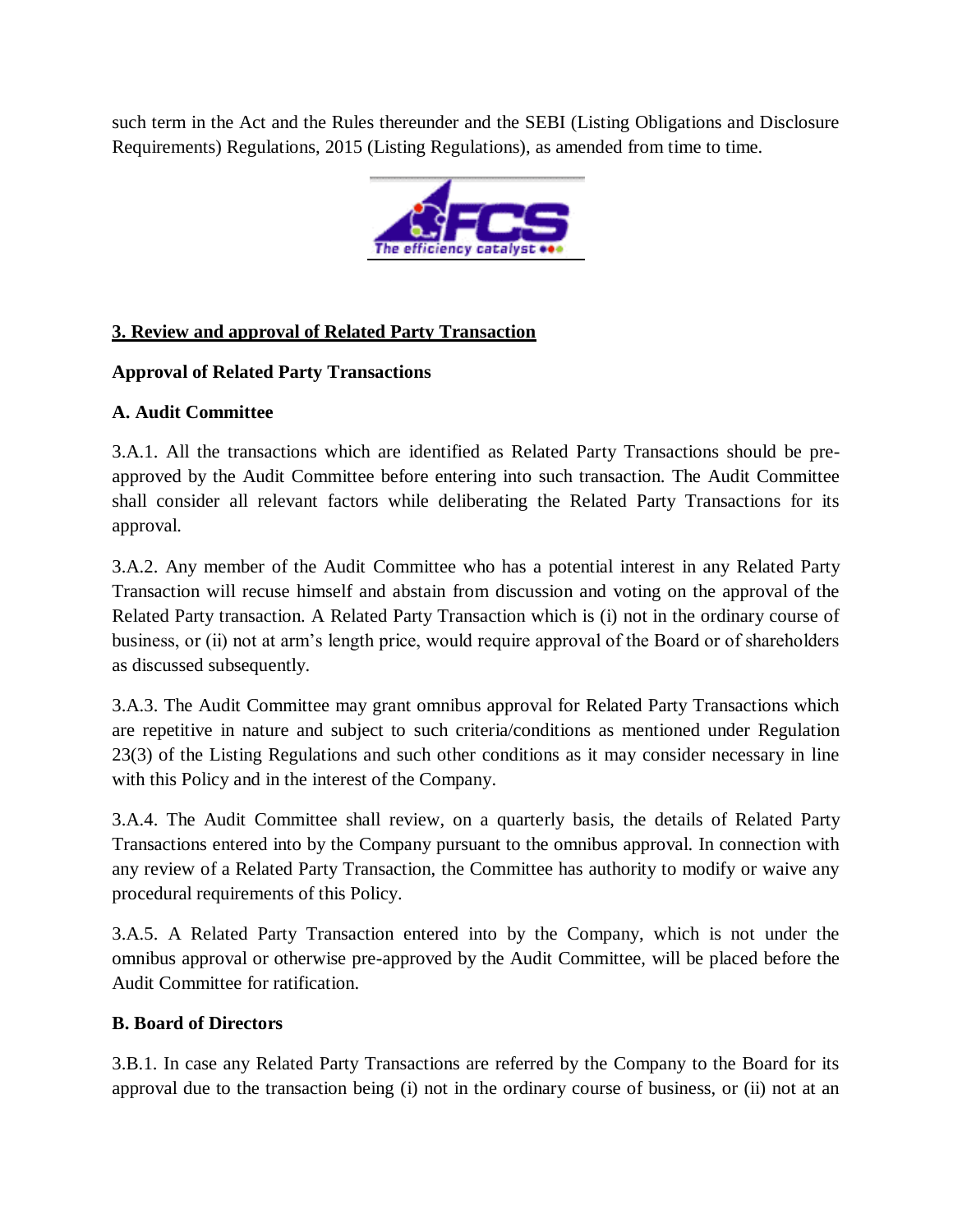such term in the Act and the Rules thereunder and the SEBI (Listing Obligations and Disclosure Requirements) Regulations, 2015 (Listing Regulations), as amended from time to time.

## 3. Review and approval of Related Party Transaction

### Approval of Related Party Transactions

### A. Audit Committee

3.A.1. All the transactions which are identified as Related Party Transactions should be pre-approved by the Audit Committee before entering into such transaction. The Audit Committee shall consider all relevant factors while deliberating the Related Party Transactions for its approval.

3.A.2. Any member of the Audit Committee who has a potential interest in any Related Party Transaction will recuse himself and abstain from discussion and voting on the approval of the Related Party transaction. A Related Party Transaction which is (i) not in the ordinary course of business, or (ii) not at arm's length price, would require approval of the Board or of shareholders as discussed subsequently.

3.A.3. The Audit Committee may grant omnibus approval for Related Party Transactions which are repetitive in nature and subject to such criteria/conditions as mentioned under Regulation 23(3) of the Listing Regulations and such other conditions as it may consider necessary in line with this Policy and in the interest of the Company.

3.A.4. The Audit Committee shall review, on a quarterly basis, the details of Related Party Transactions entered into by the Company pursuant to the omnibus approval. In connection with any review of a Related Party Transaction, the Committee has authority to modify or waive any procedural requirements of this Policy.

3.A.5. A Related Party Transaction entered into by the Company, which is not under the omnibus approval or otherwise pre-approved by the Audit Committee, will be placed before the Audit Committee for ratification.

### B. Board of Directors

3.B.1. In case any Related Party Transactions are referred by the Company to the Board for its approval due to the transaction being (i) not in the ordinary course of business, or (ii) not at an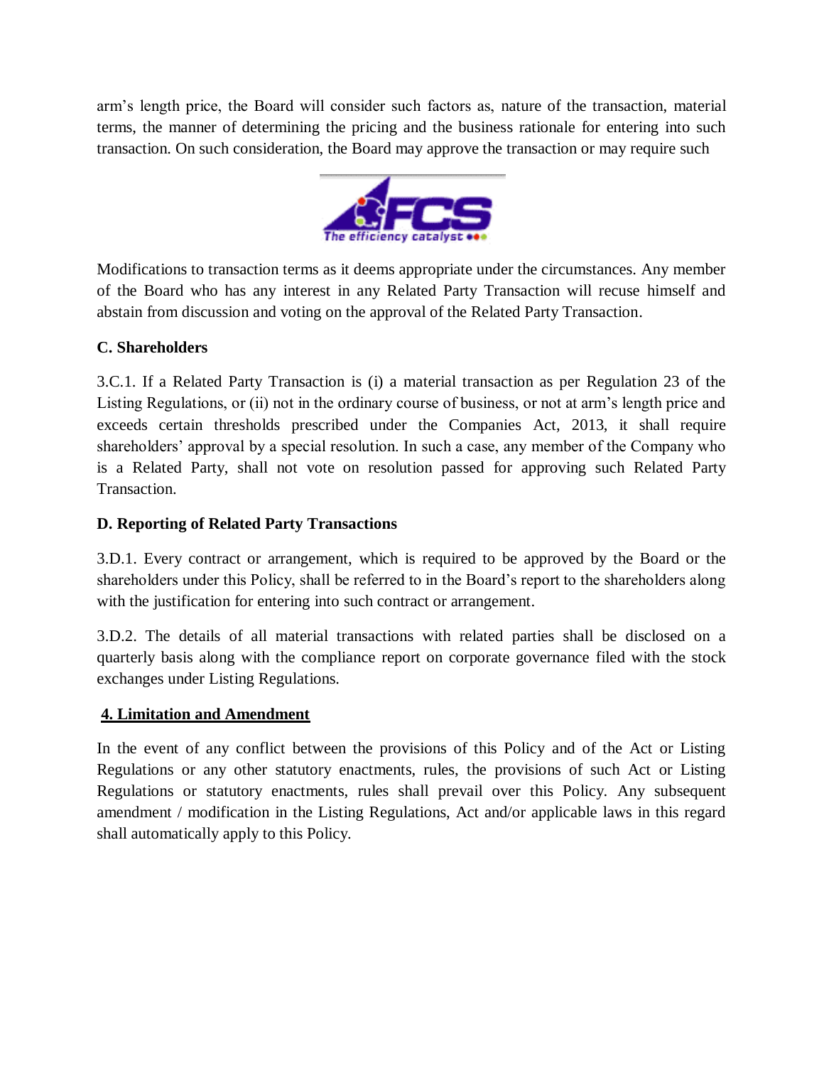arm's length price, the Board will consider such factors as, nature of the transaction, material terms, the manner of determining the pricing and the business rationale for entering into such transaction. On such consideration, the Board may approve the transaction or may require such

Modifications to transaction terms as it deems appropriate under the circumstances. Any member of the Board who has any interest in any Related Party Transaction will recuse himself and abstain from discussion and voting on the approval of the Related Party Transaction.

**C. Shareholders**

3.C.1. If a Related Party Transaction is (i) a material transaction as per Regulation 23 of the Listing Regulations, or (ii) not in the ordinary course of business, or not at arm's length price and exceeds certain thresholds prescribed under the Companies Act, 2013, it shall require shareholders' approval by a special resolution. In such a case, any member of the Company who is a Related Party, shall not vote on resolution passed for approving such Related Party Transaction.

**D. Reporting of Related Party Transactions**

3.D.1. Every contract or arrangement, which is required to be approved by the Board or the shareholders under this Policy, shall be referred to in the Board's report to the shareholders along with the justification for entering into such contract or arrangement.

3.D.2. The details of all material transactions with related parties shall be disclosed on a quarterly basis along with the compliance report on corporate governance filed with the stock exchanges under Listing Regulations.

## 4. Limitation and Amendment

In the event of any conflict between the provisions of this Policy and of the Act or Listing Regulations or any other statutory enactments, rules, the provisions of such Act or Listing Regulations or statutory enactments, rules shall prevail over this Policy. Any subsequent amendment / modification in the Listing Regulations, Act and/or applicable laws in this regard shall automatically apply to this Policy.